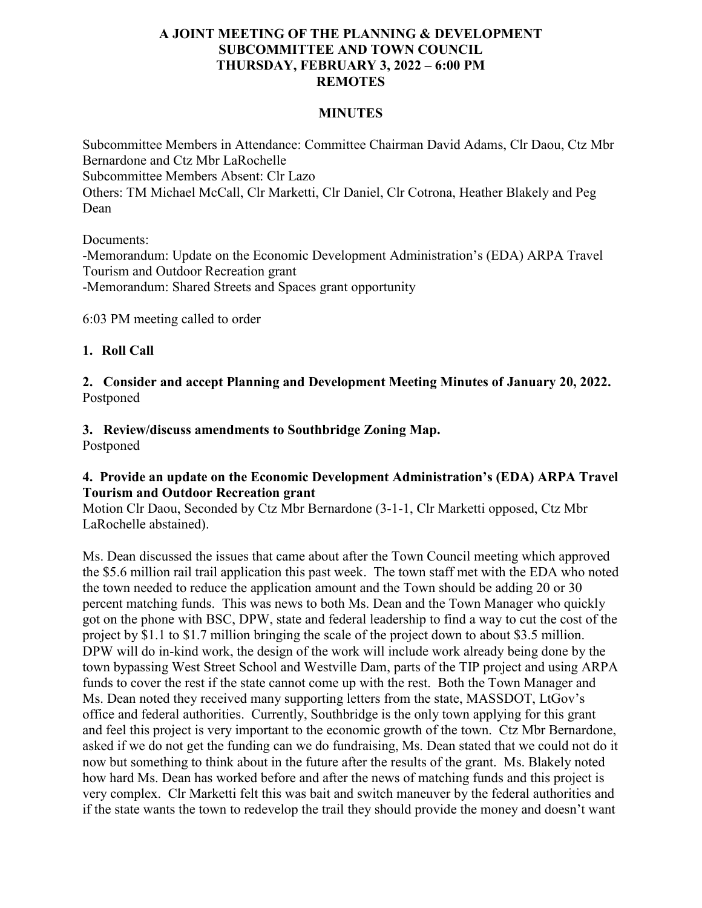**A JOINT MEETING OF THE PLANNING & DEVELOPMENT SUBCOMMITTEE AND TOWN COUNCIL**
**THURSDAY, FEBRUARY 3, 2022 – 6:00 PM**
**REMOTES**

**MINUTES**

Subcommittee Members in Attendance: Committee Chairman David Adams, Clr Daou, Ctz Mbr Bernardone and Ctz Mbr LaRochelle
Subcommittee Members Absent: Clr Lazo
Others: TM Michael McCall, Clr Marketti, Clr Daniel, Clr Cotrona, Heather Blakely and Peg Dean

Documents:
-Memorandum: Update on the Economic Development Administration's (EDA) ARPA Travel Tourism and Outdoor Recreation grant
-Memorandum: Shared Streets and Spaces grant opportunity

6:03 PM meeting called to order

**1. Roll Call**

**2. Consider and accept Planning and Development Meeting Minutes of January 20, 2022.**
Postponed

**3. Review/discuss amendments to Southbridge Zoning Map.**
Postponed

**4. Provide an update on the Economic Development Administration's (EDA) ARPA Travel Tourism and Outdoor Recreation grant**
Motion Clr Daou, Seconded by Ctz Mbr Bernardone (3-1-1, Clr Marketti opposed, Ctz Mbr LaRochelle abstained).

Ms. Dean discussed the issues that came about after the Town Council meeting which approved the $5.6 million rail trail application this past week. The town staff met with the EDA who noted the town needed to reduce the application amount and the Town should be adding 20 or 30 percent matching funds. This was news to both Ms. Dean and the Town Manager who quickly got on the phone with BSC, DPW, state and federal leadership to find a way to cut the cost of the project by $1.1 to $1.7 million bringing the scale of the project down to about $3.5 million. DPW will do in-kind work, the design of the work will include work already being done by the town bypassing West Street School and Westville Dam, parts of the TIP project and using ARPA funds to cover the rest if the state cannot come up with the rest. Both the Town Manager and Ms. Dean noted they received many supporting letters from the state, MASSDOT, LtGov's office and federal authorities. Currently, Southbridge is the only town applying for this grant and feel this project is very important to the economic growth of the town. Ctz Mbr Bernardone, asked if we do not get the funding can we do fundraising, Ms. Dean stated that we could not do it now but something to think about in the future after the results of the grant. Ms. Blakely noted how hard Ms. Dean has worked before and after the news of matching funds and this project is very complex. Clr Marketti felt this was bait and switch maneuver by the federal authorities and if the state wants the town to redevelop the trail they should provide the money and doesn't want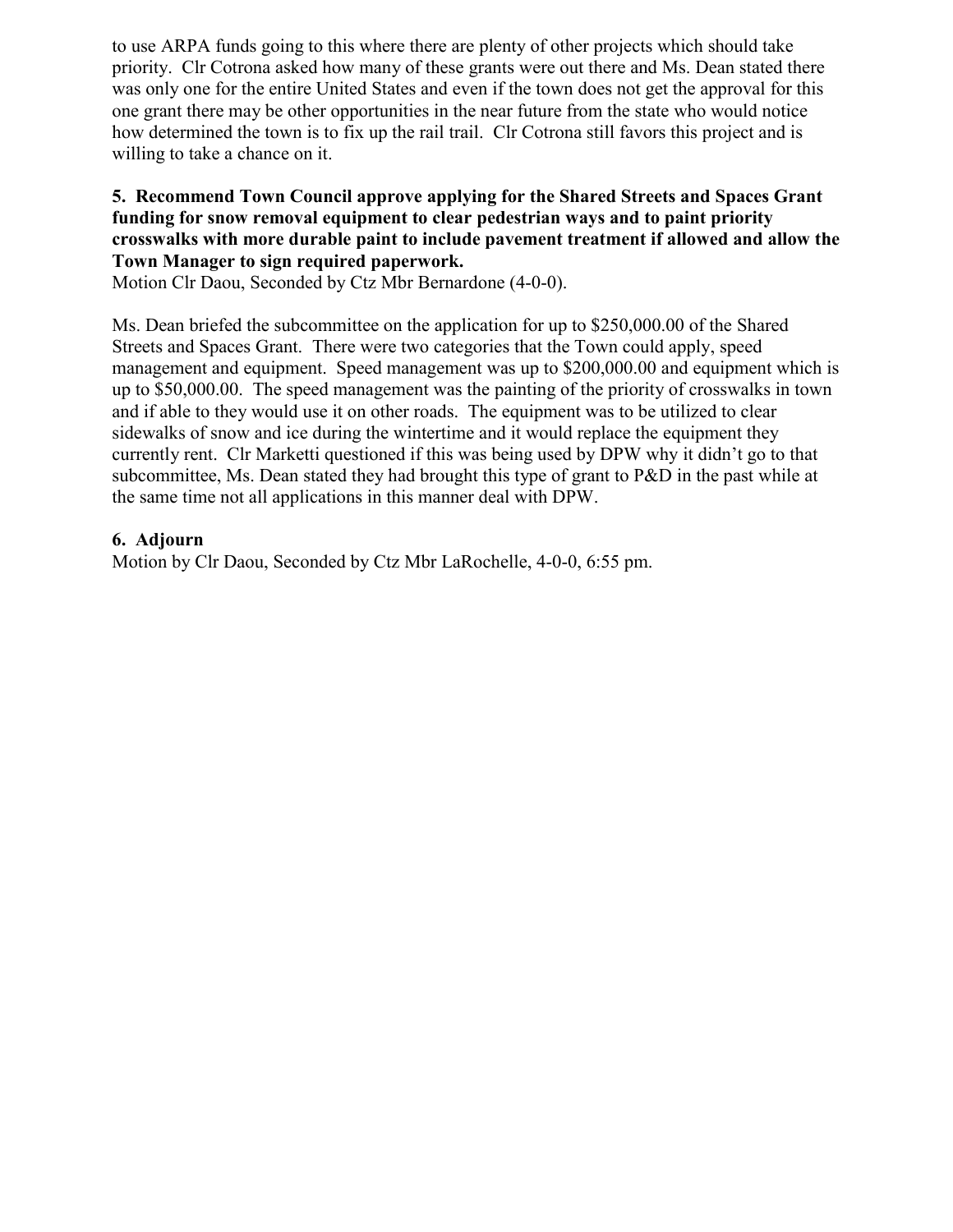to use ARPA funds going to this where there are plenty of other projects which should take priority. Clr Cotrona asked how many of these grants were out there and Ms. Dean stated there was only one for the entire United States and even if the town does not get the approval for this one grant there may be other opportunities in the near future from the state who would notice how determined the town is to fix up the rail trail. Clr Cotrona still favors this project and is willing to take a chance on it.

**5. Recommend Town Council approve applying for the Shared Streets and Spaces Grant funding for snow removal equipment to clear pedestrian ways and to paint priority crosswalks with more durable paint to include pavement treatment if allowed and allow the Town Manager to sign required paperwork.**

Motion Clr Daou, Seconded by Ctz Mbr Bernardone (4-0-0).

Ms. Dean briefed the subcommittee on the application for up to $250,000.00 of the Shared Streets and Spaces Grant. There were two categories that the Town could apply, speed management and equipment. Speed management was up to $200,000.00 and equipment which is up to $50,000.00. The speed management was the painting of the priority of crosswalks in town and if able to they would use it on other roads. The equipment was to be utilized to clear sidewalks of snow and ice during the wintertime and it would replace the equipment they currently rent. Clr Marketti questioned if this was being used by DPW why it didn't go to that subcommittee, Ms. Dean stated they had brought this type of grant to P&D in the past while at the same time not all applications in this manner deal with DPW.

**6. Adjourn**

Motion by Clr Daou, Seconded by Ctz Mbr LaRochelle, 4-0-0, 6:55 pm.